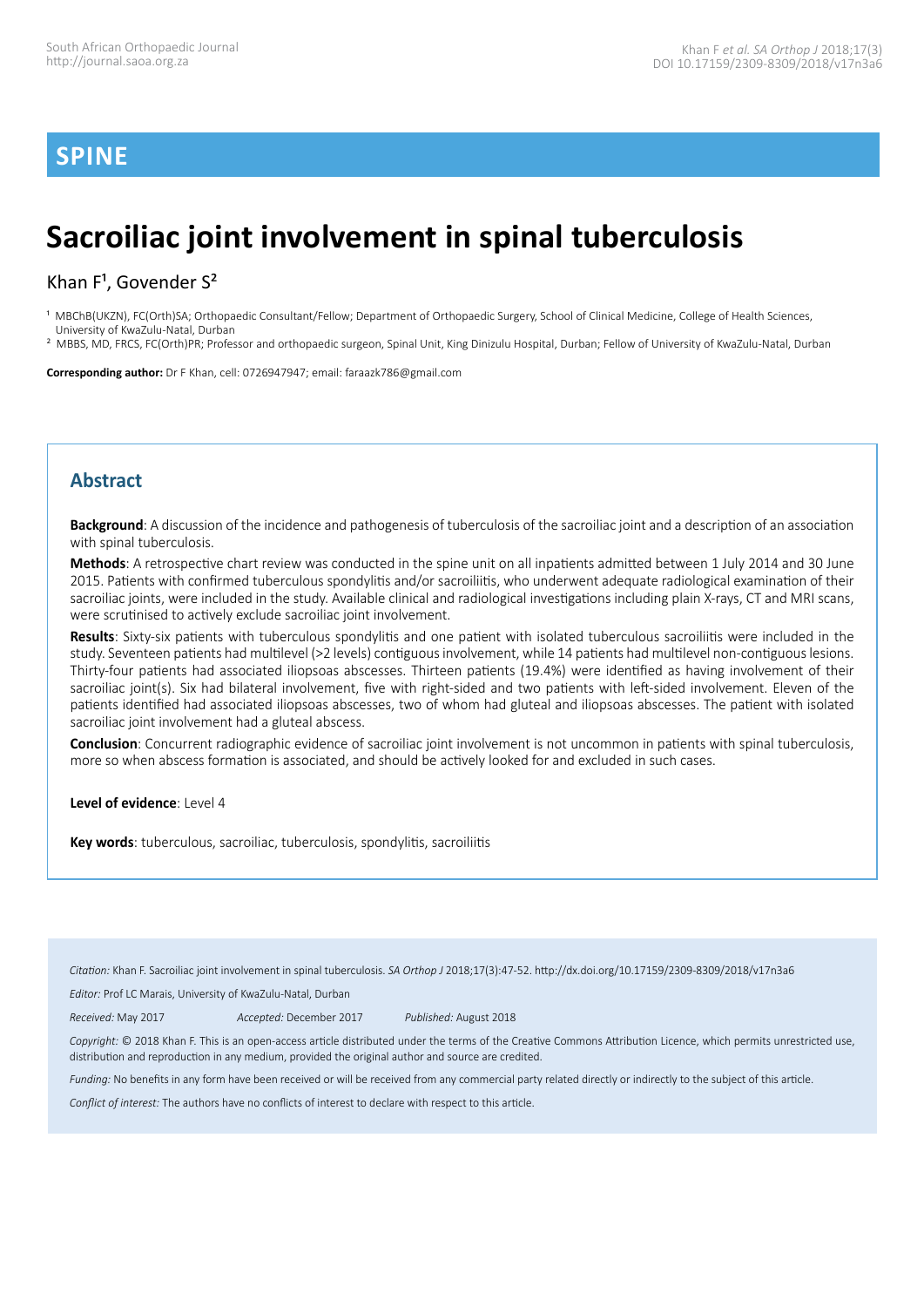# SPINE

# Sacroiliac joint involvement in spinal tuberculosis

Khan F[1], Govender S[2]

[1] MBChB(UKZN), FC(Orth)SA; Orthopaedic Consultant/Fellow; Department of Orthopaedic Surgery, School of Clinical Medicine, College of Health Sciences, University of KwaZulu-Natal, Durban

[2] MBBS, MD, FRCS, FC(Orth)PR; Professor and orthopaedic surgeon, Spinal Unit, King Dinizulu Hospital, Durban; Fellow of University of KwaZulu-Natal, Durban

**Corresponding author:** Dr F Khan, cell: 0726947947; email: faraazk786@gmail.com

## Abstract

**Background**: A discussion of the incidence and pathogenesis of tuberculosis of the sacroiliac joint and a description of an association with spinal tuberculosis.

**Methods**: A retrospective chart review was conducted in the spine unit on all inpatients admitted between 1 July 2014 and 30 June 2015. Patients with confirmed tuberculous spondylitis and/or sacroiliitis, who underwent adequate radiological examination of their sacroiliac joints, were included in the study. Available clinical and radiological investigations including plain X-rays, CT and MRI scans, were scrutinised to actively exclude sacroiliac joint involvement.

**Results**: Sixty-six patients with tuberculous spondylitis and one patient with isolated tuberculous sacroiliitis were included in the study. Seventeen patients had multilevel (>2 levels) contiguous involvement, while 14 patients had multilevel non-contiguous lesions. Thirty-four patients had associated iliopsoas abscesses. Thirteen patients (19.4%) were identified as having involvement of their sacroiliac joint(s). Six had bilateral involvement, five with right-sided and two patients with left-sided involvement. Eleven of the patients identified had associated iliopsoas abscesses, two of whom had gluteal and iliopsoas abscesses. The patient with isolated sacroiliac joint involvement had a gluteal abscess.

**Conclusion**: Concurrent radiographic evidence of sacroiliac joint involvement is not uncommon in patients with spinal tuberculosis, more so when abscess formation is associated, and should be actively looked for and excluded in such cases.

**Level of evidence**: Level 4

**Key words**: tuberculous, sacroiliac, tuberculosis, spondylitis, sacroiliitis

*Citation:* Khan F. Sacroiliac joint involvement in spinal tuberculosis. *SA Orthop J* 2018;17(3):47-52. http://dx.doi.org/10.17159/2309-8309/2018/v17n3a6

*Editor:* Prof LC Marais, University of KwaZulu-Natal, Durban

*Received:* May 2017 *Accepted:* December 2017 *Published:* August 2018

*Copyright:* © 2018 Khan F. This is an open-access article distributed under the terms of the Creative Commons Attribution Licence, which permits unrestricted use, distribution and reproduction in any medium, provided the original author and source are credited.

*Funding:* No benefits in any form have been received or will be received from any commercial party related directly or indirectly to the subject of this article.

*Conflict of interest:* The authors have no conflicts of interest to declare with respect to this article.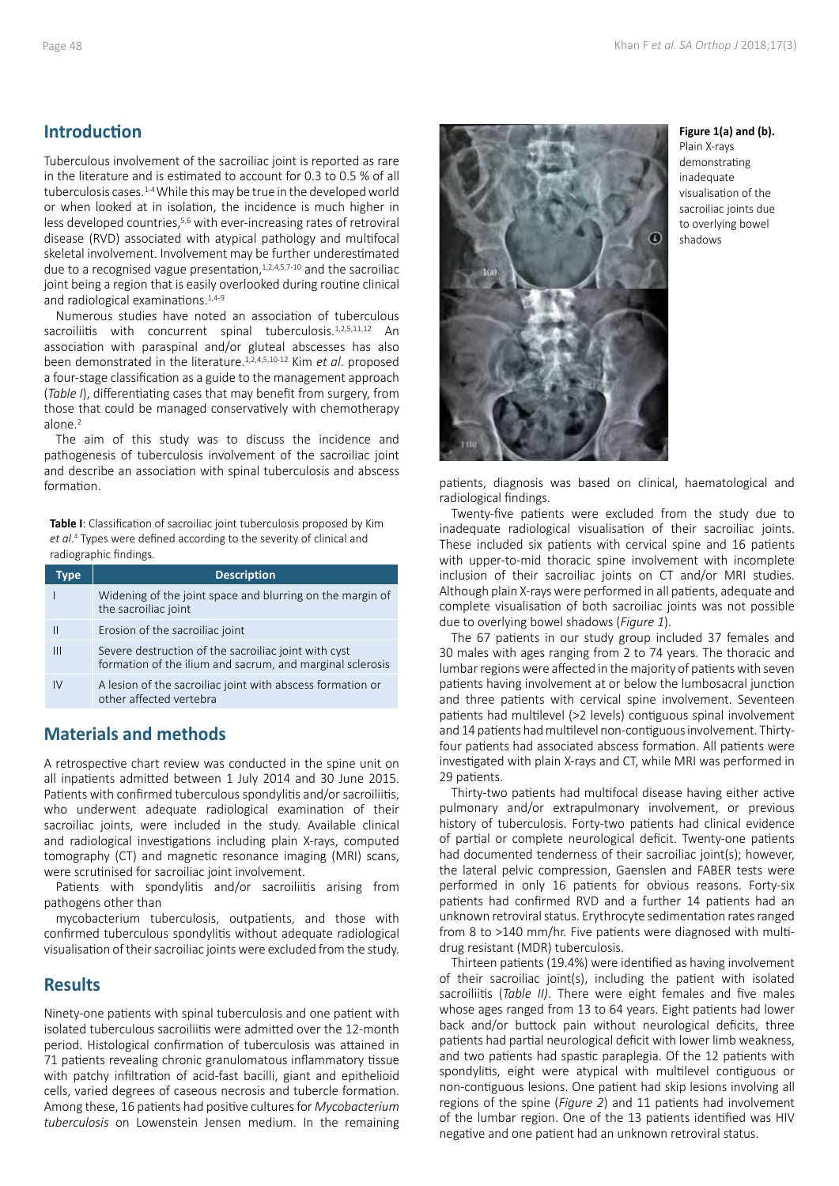## Introduction

Tuberculous involvement of the sacroiliac joint is reported as rare in the literature and is estimated to account for 0.3 to 0.5 % of all tuberculosis cases.[1-4] While this may be true in the developed world or when looked at in isolation, the incidence is much higher in less developed countries,[5,6] with ever-increasing rates of retroviral disease (RVD) associated with atypical pathology and multifocal skeletal involvement. Involvement may be further underestimated due to a recognised vague presentation,[1,2,4,5,7-10] and the sacroiliac joint being a region that is easily overlooked during routine clinical and radiological examinations.[1,4-9]

Numerous studies have noted an association of tuberculous sacroiliitis with concurrent spinal tuberculosis.[1,2,5,11,12] An association with paraspinal and/or gluteal abscesses has also been demonstrated in the literature.[1,2,4,5,10-12] Kim *et al*. proposed a four-stage classification as a guide to the management approach (*Table I*), differentiating cases that may benefit from surgery, from those that could be managed conservatively with chemotherapy alone.[2]

The aim of this study was to discuss the incidence and pathogenesis of tuberculosis involvement of the sacroiliac joint and describe an association with spinal tuberculosis and abscess formation.

**Table I**: Classification of sacroiliac joint tuberculosis proposed by Kim *et al*.[4] Types were defined according to the severity of clinical and radiographic findings.

| Type | Description |
|---|---|
| I | Widening of the joint space and blurring on the margin of the sacroiliac joint |
| II | Erosion of the sacroiliac joint |
| III | Severe destruction of the sacroiliac joint with cyst formation of the ilium and sacrum, and marginal sclerosis |
| IV | A lesion of the sacroiliac joint with abscess formation or other affected vertebra |

## Materials and methods

A retrospective chart review was conducted in the spine unit on all inpatients admitted between 1 July 2014 and 30 June 2015. Patients with confirmed tuberculous spondylitis and/or sacroiliitis, who underwent adequate radiological examination of their sacroiliac joints, were included in the study. Available clinical and radiological investigations including plain X-rays, computed tomography (CT) and magnetic resonance imaging (MRI) scans, were scrutinised for sacroiliac joint involvement.

Patients with spondylitis and/or sacroiliitis arising from pathogens other than mycobacterium tuberculosis, outpatients, and those with confirmed tuberculous spondylitis without adequate radiological visualisation of their sacroiliac joints were excluded from the study.

## Results

Ninety-one patients with spinal tuberculosis and one patient with isolated tuberculous sacroiliitis were admitted over the 12-month period. Histological confirmation of tuberculosis was attained in 71 patients revealing chronic granulomatous inflammatory tissue with patchy infiltration of acid-fast bacilli, giant and epithelioid cells, varied degrees of caseous necrosis and tubercle formation. Among these, 16 patients had positive cultures for *Mycobacterium tuberculosis* on Lowenstein Jensen medium. In the remaining patients, diagnosis was based on clinical, haematological and radiological findings.

**Figure 1(a) and (b).** Plain X-rays demonstrating inadequate visualisation of the sacroiliac joints due to overlying bowel shadows

Twenty-five patients were excluded from the study due to inadequate radiological visualisation of their sacroiliac joints. These included six patients with cervical spine and 16 patients with upper-to-mid thoracic spine involvement with incomplete inclusion of their sacroiliac joints on CT and/or MRI studies. Although plain X-rays were performed in all patients, adequate and complete visualisation of both sacroiliac joints was not possible due to overlying bowel shadows (*Figure 1*).

The 67 patients in our study group included 37 females and 30 males with ages ranging from 2 to 74 years. The thoracic and lumbar regions were affected in the majority of patients with seven patients having involvement at or below the lumbosacral junction and three patients with cervical spine involvement. Seventeen patients had multilevel (>2 levels) contiguous spinal involvement and 14 patients had multilevel non-contiguous involvement. Thirty-four patients had associated abscess formation. All patients were investigated with plain X-rays and CT, while MRI was performed in 29 patients.

Thirty-two patients had multifocal disease having either active pulmonary and/or extrapulmonary involvement, or previous history of tuberculosis. Forty-two patients had clinical evidence of partial or complete neurological deficit. Twenty-one patients had documented tenderness of their sacroiliac joint(s); however, the lateral pelvic compression, Gaenslen and FABER tests were performed in only 16 patients for obvious reasons. Forty-six patients had confirmed RVD and a further 14 patients had an unknown retroviral status. Erythrocyte sedimentation rates ranged from 8 to >140 mm/hr. Five patients were diagnosed with multi-drug resistant (MDR) tuberculosis.

Thirteen patients (19.4%) were identified as having involvement of their sacroiliac joint(s), including the patient with isolated sacroiliitis (*Table II)*. There were eight females and five males whose ages ranged from 13 to 64 years. Eight patients had lower back and/or buttock pain without neurological deficits, three patients had partial neurological deficit with lower limb weakness, and two patients had spastic paraplegia. Of the 12 patients with spondylitis, eight were atypical with multilevel contiguous or non-contiguous lesions. One patient had skip lesions involving all regions of the spine (*Figure 2*) and 11 patients had involvement of the lumbar region. One of the 13 patients identified was HIV negative and one patient had an unknown retroviral status.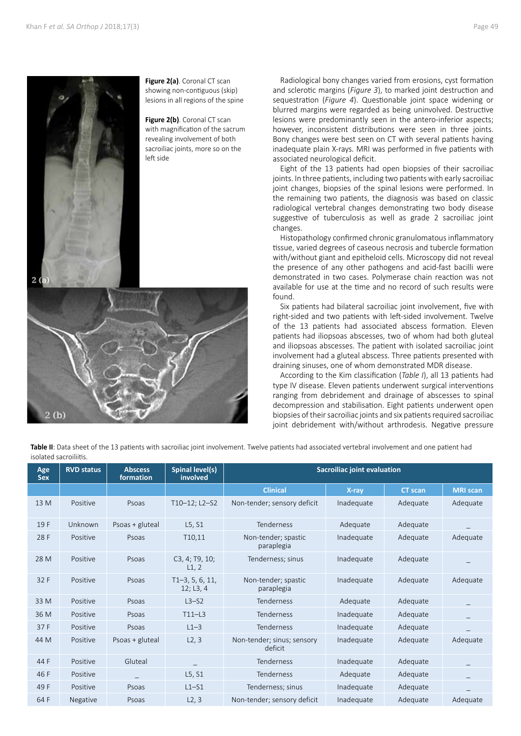Figure 2(a). Coronal CT scan showing non-contiguous (skip) lesions in all regions of the spine

Figure 2(b). Coronal CT scan with magnification of the sacrum revealing involvement of both sacroiliac joints, more so on the left side

Radiological bony changes varied from erosions, cyst formation and sclerotic margins (*Figure 3*), to marked joint destruction and sequestration (*Figure 4*). Questionable joint space widening or blurred margins were regarded as being uninvolved. Destructive lesions were predominantly seen in the antero-inferior aspects; however, inconsistent distributions were seen in three joints. Bony changes were best seen on CT with several patients having inadequate plain X-rays. MRI was performed in five patients with associated neurological deficit.

Eight of the 13 patients had open biopsies of their sacroiliac joints. In three patients, including two patients with early sacroiliac joint changes, biopsies of the spinal lesions were performed. In the remaining two patients, the diagnosis was based on classic radiological vertebral changes demonstrating two body disease suggestive of tuberculosis as well as grade 2 sacroiliac joint changes.

Histopathology confirmed chronic granulomatous inflammatory tissue, varied degrees of caseous necrosis and tubercle formation with/without giant and epitheloid cells. Microscopy did not reveal the presence of any other pathogens and acid-fast bacilli were demonstrated in two cases. Polymerase chain reaction was not available for use at the time and no record of such results were found.

Six patients had bilateral sacroiliac joint involvement, five with right-sided and two patients with left-sided involvement. Twelve of the 13 patients had associated abscess formation. Eleven patients had iliopsoas abscesses, two of whom had both gluteal and iliopsoas abscesses. The patient with isolated sacroiliac joint involvement had a gluteal abscess. Three patients presented with draining sinuses, one of whom demonstrated MDR disease.

According to the Kim classification (*Table I*), all 13 patients had type IV disease. Eleven patients underwent surgical interventions ranging from debridement and drainage of abscesses to spinal decompression and stabilisation. Eight patients underwent open biopsies of their sacroiliac joints and six patients required sacroiliac joint debridement with/without arthrodesis. Negative pressure

**Table II**: Data sheet of the 13 patients with sacroiliac joint involvement. Twelve patients had associated vertebral involvement and one patient had isolated sacroiliitis.

| Age Sex | RVD status | Abscess formation | Spinal level(s) involved | Sacroiliac joint evaluation | | | |
|---|---|---|---|---|---|---|---|
| | | | | Clinical | X-ray | CT scan | MRI scan |
| 13 M | Positive | Psoas | T10–12; L2–S2 | Non-tender; sensory deficit | Inadequate | Adequate | Adequate |
| 19 F | Unknown | Psoas + gluteal | L5, S1 | Tenderness | Adequate | Adequate | _ |
| 28 F | Positive | Psoas | T10,11 | Non-tender; spastic paraplegia | Inadequate | Adequate | Adequate |
| 28 M | Positive | Psoas | C3, 4; T9, 10; L1, 2 | Tenderness; sinus | Inadequate | Adequate | _ |
| 32 F | Positive | Psoas | T1–3, 5, 6, 11, 12; L3, 4 | Non-tender; spastic paraplegia | Inadequate | Adequate | Adequate |
| 33 M | Positive | Psoas | L3–S2 | Tenderness | Adequate | Adequate | _ |
| 36 M | Positive | Psoas | T11–L3 | Tenderness | Inadequate | Adequate | _ |
| 37 F | Positive | Psoas | L1–3 | Tenderness | Inadequate | Adequate | _ |
| 44 M | Positive | Psoas + gluteal | L2, 3 | Non-tender; sinus; sensory deficit | Inadequate | Adequate | Adequate |
| 44 F | Positive | Gluteal | _ | Tenderness | Inadequate | Adequate | _ |
| 46 F | Positive | _ | L5, S1 | Tenderness | Adequate | Adequate | _ |
| 49 F | Positive | Psoas | L1–S1 | Tenderness; sinus | Inadequate | Adequate | _ |
| 64 F | Negative | Psoas | L2, 3 | Non-tender; sensory deficit | Inadequate | Adequate | Adequate |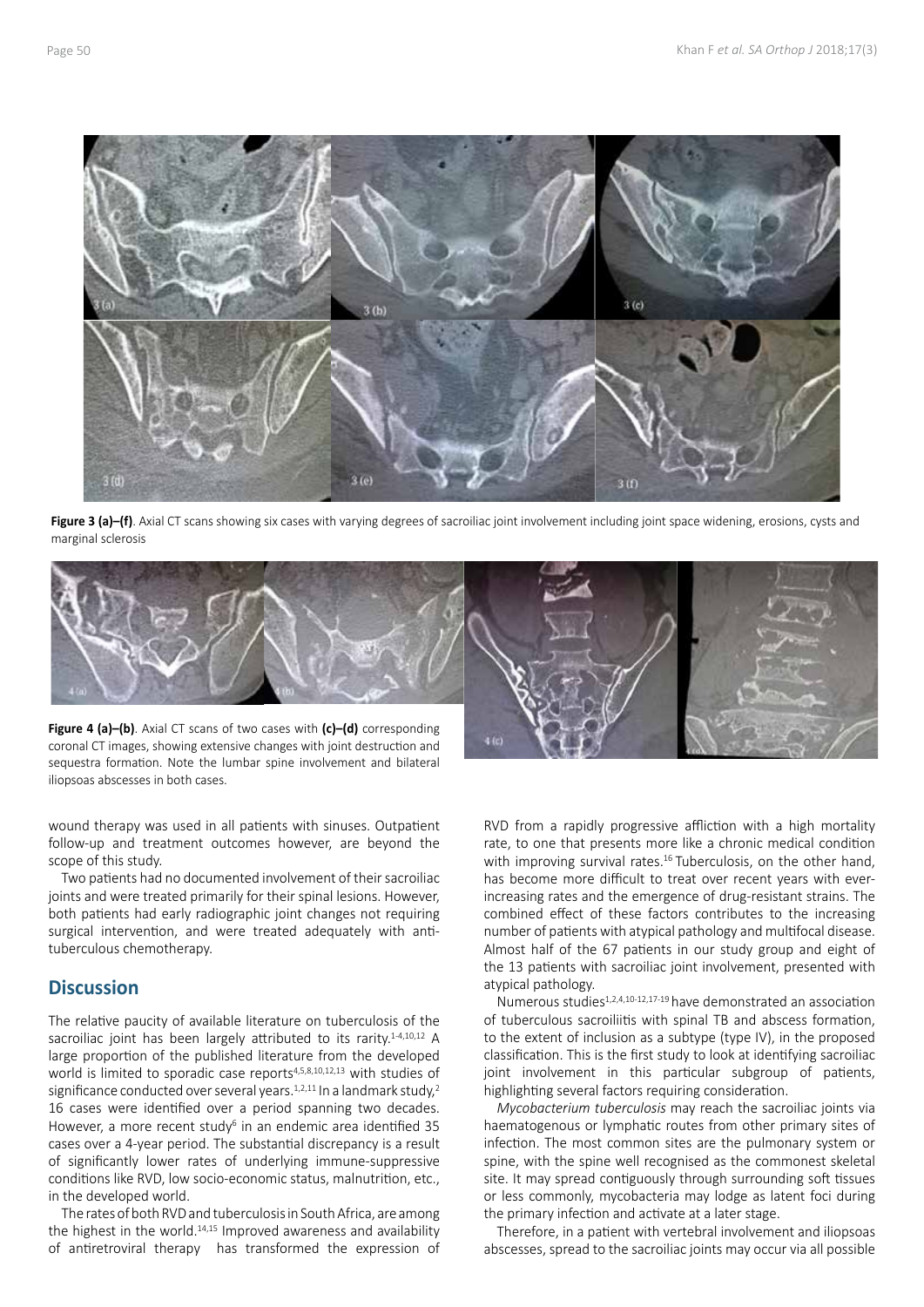**Figure 3 (a)–(f)**. Axial CT scans showing six cases with varying degrees of sacroiliac joint involvement including joint space widening, erosions, cysts and marginal sclerosis

**Figure 4 (a)–(b)**. Axial CT scans of two cases with **(c)–(d)** corresponding coronal CT images, showing extensive changes with joint destruction and sequestra formation. Note the lumbar spine involvement and bilateral iliopsoas abscesses in both cases.

wound therapy was used in all patients with sinuses. Outpatient follow-up and treatment outcomes however, are beyond the scope of this study.

Two patients had no documented involvement of their sacroiliac joints and were treated primarily for their spinal lesions. However, both patients had early radiographic joint changes not requiring surgical intervention, and were treated adequately with anti-tuberculous chemotherapy.

## Discussion

The relative paucity of available literature on tuberculosis of the sacroiliac joint has been largely attributed to its rarity.[1-4,10,12] A large proportion of the published literature from the developed world is limited to sporadic case reports[4,5,8,10,12,13] with studies of significance conducted over several years.[1,2,11] In a landmark study,[2] 16 cases were identified over a period spanning two decades. However, a more recent study[6] in an endemic area identified 35 cases over a 4-year period. The substantial discrepancy is a result of significantly lower rates of underlying immune-suppressive conditions like RVD, low socio-economic status, malnutrition, etc., in the developed world.

The rates of both RVD and tuberculosis in South Africa, are among the highest in the world.[14,15] Improved awareness and availability of antiretroviral therapy has transformed the expression of RVD from a rapidly progressive affliction with a high mortality rate, to one that presents more like a chronic medical condition with improving survival rates.[16] Tuberculosis, on the other hand, has become more difficult to treat over recent years with ever-increasing rates and the emergence of drug-resistant strains. The combined effect of these factors contributes to the increasing number of patients with atypical pathology and multifocal disease. Almost half of the 67 patients in our study group and eight of the 13 patients with sacroiliac joint involvement, presented with atypical pathology.

Numerous studies[1,2,4,10-12,17-19] have demonstrated an association of tuberculous sacroiliitis with spinal TB and abscess formation, to the extent of inclusion as a subtype (type IV), in the proposed classification. This is the first study to look at identifying sacroiliac joint involvement in this particular subgroup of patients, highlighting several factors requiring consideration.

*Mycobacterium tuberculosis* may reach the sacroiliac joints via haematogenous or lymphatic routes from other primary sites of infection. The most common sites are the pulmonary system or spine, with the spine well recognised as the commonest skeletal site. It may spread contiguously through surrounding soft tissues or less commonly, mycobacteria may lodge as latent foci during the primary infection and activate at a later stage.

Therefore, in a patient with vertebral involvement and iliopsoas abscesses, spread to the sacroiliac joints may occur via all possible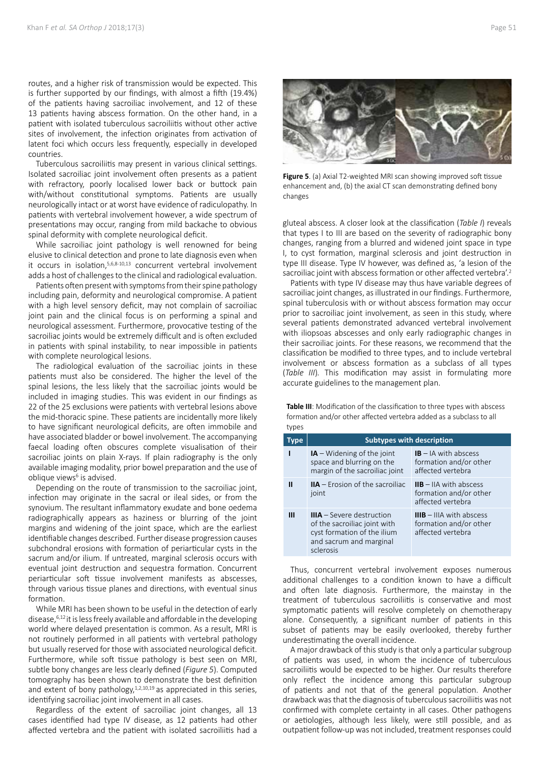routes, and a higher risk of transmission would be expected. This is further supported by our findings, with almost a fifth (19.4%) of the patients having sacroiliac involvement, and 12 of these 13 patients having abscess formation. On the other hand, in a patient with isolated tuberculous sacroiliitis without other active sites of involvement, the infection originates from activation of latent foci which occurs less frequently, especially in developed countries.

Tuberculous sacroiliitis may present in various clinical settings. Isolated sacroiliac joint involvement often presents as a patient with refractory, poorly localised lower back or buttock pain with/without constitutional symptoms. Patients are usually neurologically intact or at worst have evidence of radiculopathy. In patients with vertebral involvement however, a wide spectrum of presentations may occur, ranging from mild backache to obvious spinal deformity with complete neurological deficit.

While sacroiliac joint pathology is well renowned for being elusive to clinical detection and prone to late diagnosis even when it occurs in isolation,[5,6,8-10,13] concurrent vertebral involvement adds a host of challenges to the clinical and radiological evaluation.

Patients often present with symptoms from their spine pathology including pain, deformity and neurological compromise. A patient with a high level sensory deficit, may not complain of sacroiliac joint pain and the clinical focus is on performing a spinal and neurological assessment. Furthermore, provocative testing of the sacroiliac joints would be extremely difficult and is often excluded in patients with spinal instability, to near impossible in patients with complete neurological lesions.

The radiological evaluation of the sacroiliac joints in these patients must also be considered. The higher the level of the spinal lesions, the less likely that the sacroiliac joints would be included in imaging studies. This was evident in our findings as 22 of the 25 exclusions were patients with vertebral lesions above the mid-thoracic spine. These patients are incidentally more likely to have significant neurological deficits, are often immobile and have associated bladder or bowel involvement. The accompanying faecal loading often obscures complete visualisation of their sacroiliac joints on plain X-rays. If plain radiography is the only available imaging modality, prior bowel preparation and the use of oblique views[6] is advised.

Depending on the route of transmission to the sacroiliac joint, infection may originate in the sacral or ileal sides, or from the synovium. The resultant inflammatory exudate and bone oedema radiographically appears as haziness or blurring of the joint margins and widening of the joint space, which are the earliest identifiable changes described. Further disease progression causes subchondral erosions with formation of periarticular cysts in the sacrum and/or ilium. If untreated, marginal sclerosis occurs with eventual joint destruction and sequestra formation. Concurrent periarticular soft tissue involvement manifests as abscesses, through various tissue planes and directions, with eventual sinus formation.

While MRI has been shown to be useful in the detection of early disease,[6,12] it is less freely available and affordable in the developing world where delayed presentation is common. As a result, MRI is not routinely performed in all patients with vertebral pathology but usually reserved for those with associated neurological deficit. Furthermore, while soft tissue pathology is best seen on MRI, subtle bony changes are less clearly defined (*Figure 5*). Computed tomography has been shown to demonstrate the best definition and extent of bony pathology,[1,2,10,19] as appreciated in this series, identifying sacroiliac joint involvement in all cases.

Regardless of the extent of sacroiliac joint changes, all 13 cases identified had type IV disease, as 12 patients had other affected vertebra and the patient with isolated sacroiliitis had a gluteal abscess. A closer look at the classification (*Table I*) reveals that types I to III are based on the severity of radiographic bony changes, ranging from a blurred and widened joint space in type I, to cyst formation, marginal sclerosis and joint destruction in type III disease. Type IV however, was defined as, 'a lesion of the sacroiliac joint with abscess formation or other affected vertebra'.[2]

**Figure 5**. (a) Axial T2-weighted MRI scan showing improved soft tissue enhancement and, (b) the axial CT scan demonstrating defined bony changes

Patients with type IV disease may thus have variable degrees of sacroiliac joint changes, as illustrated in our findings. Furthermore, spinal tuberculosis with or without abscess formation may occur prior to sacroiliac joint involvement, as seen in this study, where several patients demonstrated advanced vertebral involvement with iliopsoas abscesses and only early radiographic changes in their sacroiliac joints. For these reasons, we recommend that the classification be modified to three types, and to include vertebral involvement or abscess formation as a subclass of all types (*Table III*). This modification may assist in formulating more accurate guidelines to the management plan.

**Table III**: Modification of the classification to three types with abscess formation and/or other affected vertebra added as a subclass to all types

| Type | Subtypes with description | |
|---|---|---|
| I | **IA** – Widening of the joint space and blurring on the margin of the sacroiliac joint | **IB** – IA with abscess formation and/or other affected vertebra |
| II | **IIA** – Erosion of the sacroiliac joint | **IIB** – IIA with abscess formation and/or other affected vertebra |
| III | **IIIA** – Severe destruction of the sacroiliac joint with cyst formation of the ilium and sacrum and marginal sclerosis | **IIIB** – IIIA with abscess formation and/or other affected vertebra |

Thus, concurrent vertebral involvement exposes numerous additional challenges to a condition known to have a difficult and often late diagnosis. Furthermore, the mainstay in the treatment of tuberculous sacroiliitis is conservative and most symptomatic patients will resolve completely on chemotherapy alone. Consequently, a significant number of patients in this subset of patients may be easily overlooked, thereby further underestimating the overall incidence.

A major drawback of this study is that only a particular subgroup of patients was used, in whom the incidence of tuberculous sacroiliitis would be expected to be higher. Our results therefore only reflect the incidence among this particular subgroup of patients and not that of the general population. Another drawback was that the diagnosis of tuberculous sacroiliitis was not confirmed with complete certainty in all cases. Other pathogens or aetiologies, although less likely, were still possible, and as outpatient follow-up was not included, treatment responses could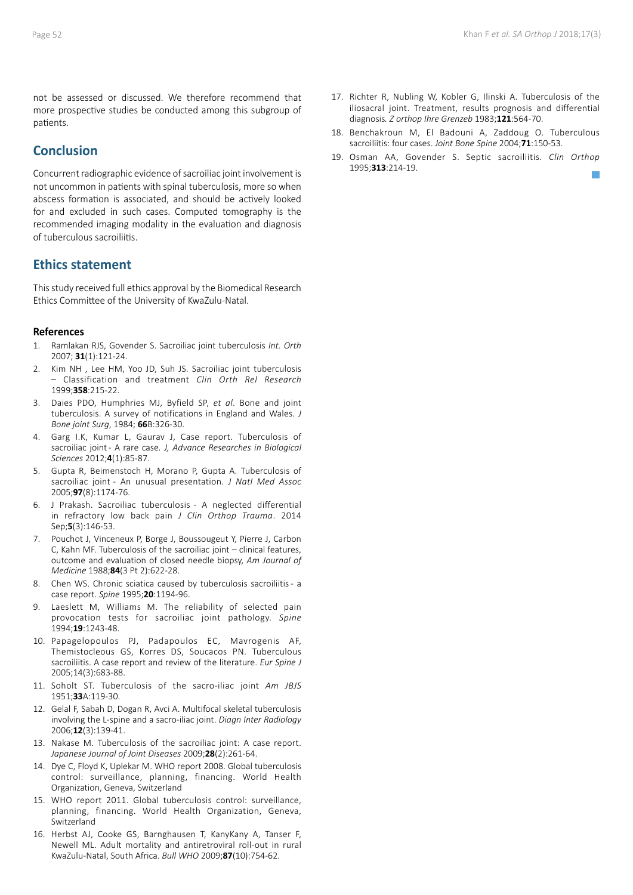not be assessed or discussed. We therefore recommend that more prospective studies be conducted among this subgroup of patients.

## Conclusion

Concurrent radiographic evidence of sacroiliac joint involvement is not uncommon in patients with spinal tuberculosis, more so when abscess formation is associated, and should be actively looked for and excluded in such cases. Computed tomography is the recommended imaging modality in the evaluation and diagnosis of tuberculous sacroiliitis.

## Ethics statement

This study received full ethics approval by the Biomedical Research Ethics Committee of the University of KwaZulu-Natal.

### References

1. Ramlakan RJS, Govender S. Sacroiliac joint tuberculosis *Int. Orth* 2007; **31**(1):121-24.
2. Kim NH , Lee HM, Yoo JD, Suh JS. Sacroiliac joint tuberculosis – Classification and treatment *Clin Orth Rel Research* 1999;**358**:215-22.
3. Daies PDO, Humphries MJ, Byfield SP, *et al*. Bone and joint tuberculosis. A survey of notifications in England and Wales. *J Bone joint Surg*, 1984; **66**B:326-30.
4. Garg I.K, Kumar L, Gaurav J, Case report. Tuberculosis of sacroiliac joint - A rare case. *J, Advance Researches in Biological Sciences* 2012;**4**(1):85-87.
5. Gupta R, Beimenstoch H, Morano P, Gupta A. Tuberculosis of sacroiliac joint - An unusual presentation. *J Natl Med Assoc* 2005;**97**(8):1174-76.
6. J Prakash. Sacroiliac tuberculosis - A neglected differential in refractory low back pain *J Clin Orthop Trauma*. 2014 Sep;**5**(3):146-53.
7. Pouchot J, Vinceneux P, Borge J, Boussougeut Y, Pierre J, Carbon C, Kahn MF. Tuberculosis of the sacroiliac joint – clinical features, outcome and evaluation of closed needle biopsy, *Am Journal of Medicine* 1988;**84**(3 Pt 2):622-28.
8. Chen WS. Chronic sciatica caused by tuberculosis sacroiliitis - a case report. *Spine* 1995;**20**:1194-96.
9. Laeslett M, Williams M. The reliability of selected pain provocation tests for sacroiliac joint pathology. *Spine* 1994;**19**:1243-48.
10. Papagelopoulos PJ, Padapoulos EC, Mavrogenis AF, Themistocleous GS, Korres DS, Soucacos PN. Tuberculous sacroiliitis. A case report and review of the literature. *Eur Spine J* 2005;14(3):683-88.
11. Soholt ST. Tuberculosis of the sacro-iliac joint *Am JBJS* 1951;**33**A:119-30.
12. Gelal F, Sabah D, Dogan R, Avci A. Multifocal skeletal tuberculosis involving the L-spine and a sacro-iliac joint. *Diagn Inter Radiology* 2006;**12**(3):139-41.
13. Nakase M. Tuberculosis of the sacroiliac joint: A case report. *Japanese Journal of Joint Diseases* 2009;**28**(2):261-64.
14. Dye C, Floyd K, Uplekar M. WHO report 2008. Global tuberculosis control: surveillance, planning, financing. World Health Organization, Geneva, Switzerland
15. WHO report 2011. Global tuberculosis control: surveillance, planning, financing. World Health Organization, Geneva, Switzerland
16. Herbst AJ, Cooke GS, Barnghausen T, KanyKany A, Tanser F, Newell ML. Adult mortality and antiretroviral roll-out in rural KwaZulu-Natal, South Africa. *Bull WHO* 2009;**87**(10):754-62.
17. Richter R, Nubling W, Kobler G, Ilinski A. Tuberculosis of the iliosacral joint. Treatment, results prognosis and differential diagnosis. *Z orthop Ihre Grenzeb* 1983;**121**:564-70.
18. Benchakroun M, El Badouni A, Zaddoug O. Tuberculous sacroiliitis: four cases. *Joint Bone Spine* 2004;**71**:150-53.
19. Osman AA, Govender S. Septic sacroiliitis. *Clin Orthop* 1995;**313**:214-19.